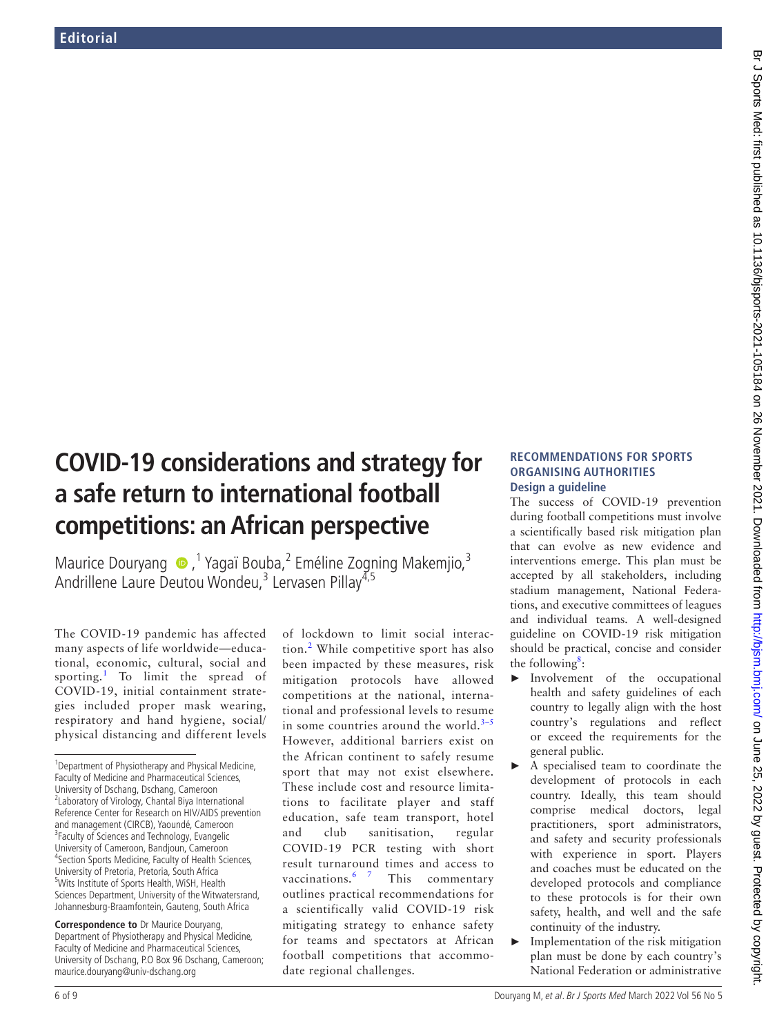# COVID-19 considerations and strategy for a safe return to international football competitions: an African perspective

Maurice Douryang ,[1] Yagaï Bouba,[2] Eméline Zogning Makemjio,[3] Andrillene Laure Deutou Wondeu,[3] Lervasen Pillay[4,5]

[1]Department of Physiotherapy and Physical Medicine, Faculty of Medicine and Pharmaceutical Sciences, University of Dschang, Dschang, Cameroon
[2]Laboratory of Virology, Chantal Biya International Reference Center for Research on HIV/AIDS prevention and management (CIRCB), Yaoundé, Cameroon
[3]Faculty of Sciences and Technology, Evangelic University of Cameroon, Bandjoun, Cameroon
[4]Section Sports Medicine, Faculty of Health Sciences, University of Pretoria, Pretoria, South Africa
[5]Wits Institute of Sports Health, WiSH, Health Sciences Department, University of the Witwatersrand, Johannesburg-Braamfontein, Gauteng, South Africa

**Correspondence to** Dr Maurice Douryang, Department of Physiotherapy and Physical Medicine, Faculty of Medicine and Pharmaceutical Sciences, University of Dschang, P.O Box 96 Dschang, Cameroon; maurice.douryang@univ-dschang.org

The COVID-19 pandemic has affected many aspects of life worldwide—educational, economic, cultural, social and sporting.[1] To limit the spread of COVID-19, initial containment strategies included proper mask wearing, respiratory and hand hygiene, social/physical distancing and different levels of lockdown to limit social interaction.[2] While competitive sport has also been impacted by these measures, risk mitigation protocols have allowed competitions at the national, international and professional levels to resume in some countries around the world.[3–5] However, additional barriers exist on the African continent to safely resume sport that may not exist elsewhere. These include cost and resource limitations to facilitate player and staff education, safe team transport, hotel and club sanitisation, regular COVID-19 PCR testing with short result turnaround times and access to vaccinations.[6 7] This commentary outlines practical recommendations for a scientifically valid COVID-19 risk mitigating strategy to enhance safety for teams and spectators at African football competitions that accommodate regional challenges.

## RECOMMENDATIONS FOR SPORTS ORGANISING AUTHORITIES

### Design a guideline

The success of COVID-19 prevention during football competitions must involve a scientifically based risk mitigation plan that can evolve as new evidence and interventions emerge. This plan must be accepted by all stakeholders, including stadium management, National Federations, and executive committees of leagues and individual teams. A well-designed guideline on COVID-19 risk mitigation should be practical, concise and consider the following[8]:

- Involvement of the occupational health and safety guidelines of each country to legally align with the host country's regulations and reflect or exceed the requirements for the general public.
- A specialised team to coordinate the development of protocols in each country. Ideally, this team should comprise medical doctors, legal practitioners, sport administrators, and safety and security professionals with experience in sport. Players and coaches must be educated on the developed protocols and compliance to these protocols is for their own safety, health, and well and the safe continuity of the industry.
- Implementation of the risk mitigation plan must be done by each country's National Federation or administrative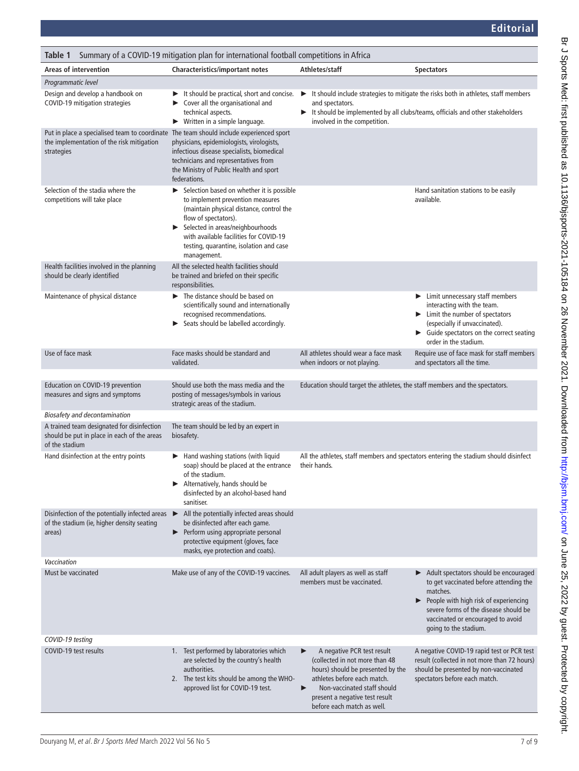**Table 1** Summary of a COVID-19 mitigation plan for international football competitions in Africa

| Areas of intervention | Characteristics/important notes | Athletes/staff | Spectators |
|---|---|---|---|
| *Programmatic level* | | | |
| Design and develop a handbook on COVID-19 mitigation strategies | ► It should be practical, short and concise. ► Cover all the organisational and technical aspects. ► Written in a simple language. | ► It should include strategies to mitigate the risks both in athletes, staff members and spectators. ► It should be implemented by all clubs/teams, officials and other stakeholders involved in the competition. | |
| Put in place a specialised team to coordinate the implementation of the risk mitigation strategies | The team should include experienced sport physicians, epidemiologists, virologists, infectious disease specialists, biomedical technicians and representatives from the Ministry of Public Health and sport federations. | | |
| Selection of the stadia where the competitions will take place | ► Selection based on whether it is possible to implement prevention measures (maintain physical distance, control the flow of spectators). ► Selected in areas/neighbourhoods with available facilities for COVID-19 testing, quarantine, isolation and case management. | | Hand sanitation stations to be easily available. |
| Health facilities involved in the planning should be clearly identified | All the selected health facilities should be trained and briefed on their specific responsibilities. | | |
| Maintenance of physical distance | ► The distance should be based on scientifically sound and internationally recognised recommendations. ► Seats should be labelled accordingly. | | ► Limit unnecessary staff members interacting with the team. ► Limit the number of spectators (especially if unvaccinated). ► Guide spectators on the correct seating order in the stadium. |
| Use of face mask | Face masks should be standard and validated. | All athletes should wear a face mask when indoors or not playing. | Require use of face mask for staff members and spectators all the time. |
| Education on COVID-19 prevention measures and signs and symptoms | Should use both the mass media and the posting of messages/symbols in various strategic areas of the stadium. | Education should target the athletes, the staff members and the spectators. | |
| *Biosafety and decontamination* | | | |
| A trained team designated for disinfection should be put in place in each of the areas of the stadium | The team should be led by an expert in biosafety. | | |
| Hand disinfection at the entry points | ► Hand washing stations (with liquid soap) should be placed at the entrance of the stadium. ► Alternatively, hands should be disinfected by an alcohol-based hand sanitiser. | All the athletes, staff members and spectators entering the stadium should disinfect their hands. | |
| Disinfection of the potentially infected areas of the stadium (ie, higher density seating areas) | ► All the potentially infected areas should be disinfected after each game. ► Perform using appropriate personal protective equipment (gloves, face masks, eye protection and coats). | | |
| *Vaccination* | | | |
| Must be vaccinated | Make use of any of the COVID-19 vaccines. | All adult players as well as staff members must be vaccinated. | ► Adult spectators should be encouraged to get vaccinated before attending the matches. ► People with high risk of experiencing severe forms of the disease should be vaccinated or encouraged to avoid going to the stadium. |
| *COVID-19 testing* | | | |
| COVID-19 test results | 1. Test performed by laboratories which are selected by the country's health authorities. 2. The test kits should be among the WHO-approved list for COVID-19 test. | ► A negative PCR test result (collected in not more than 48 hours) should be presented by the athletes before each match. ► Non-vaccinated staff should present a negative test result before each match as well. | A negative COVID-19 rapid test or PCR test result (collected in not more than 72 hours) should be presented by non-vaccinated spectators before each match. |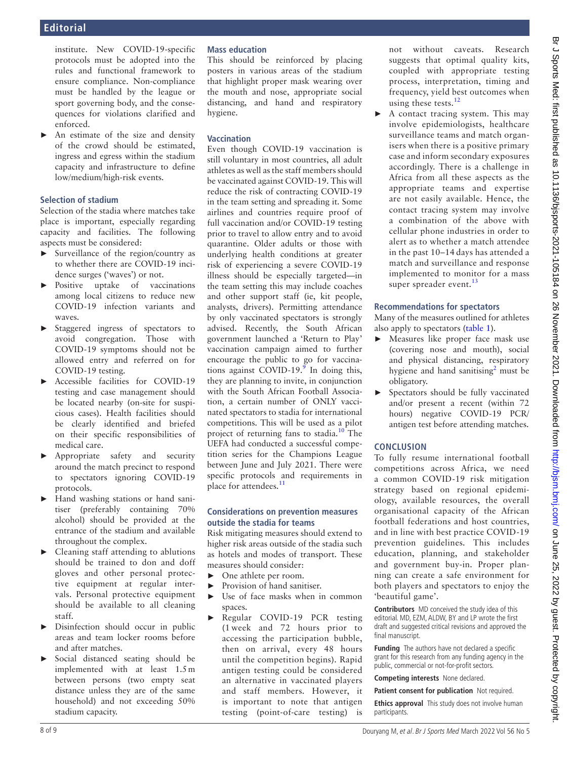institute. New COVID-19-specific protocols must be adopted into the rules and functional framework to ensure compliance. Non-compliance must be handled by the league or sport governing body, and the consequences for violations clarified and enforced.
- An estimate of the size and density of the crowd should be estimated, ingress and egress within the stadium capacity and infrastructure to define low/medium/high-risk events.

### Selection of stadium

Selection of the stadia where matches take place is important, especially regarding capacity and facilities. The following aspects must be considered:

- Surveillance of the region/country as to whether there are COVID-19 incidence surges ('waves') or not.
- Positive uptake of vaccinations among local citizens to reduce new COVID-19 infection variants and waves.
- Staggered ingress of spectators to avoid congregation. Those with COVID-19 symptoms should not be allowed entry and referred on for COVID-19 testing.
- Accessible facilities for COVID-19 testing and case management should be located nearby (on-site for suspicious cases). Health facilities should be clearly identified and briefed on their specific responsibilities of medical care.
- Appropriate safety and security around the match precinct to respond to spectators ignoring COVID-19 protocols.
- Hand washing stations or hand sanitiser (preferably containing 70% alcohol) should be provided at the entrance of the stadium and available throughout the complex.
- Cleaning staff attending to ablutions should be trained to don and doff gloves and other personal protective equipment at regular intervals. Personal protective equipment should be available to all cleaning staff.
- Disinfection should occur in public areas and team locker rooms before and after matches.
- Social distanced seating should be implemented with at least 1.5 m between persons (two empty seat distance unless they are of the same household) and not exceeding 50% stadium capacity.

### Mass education

This should be reinforced by placing posters in various areas of the stadium that highlight proper mask wearing over the mouth and nose, appropriate social distancing, and hand and respiratory hygiene.

### Vaccination

Even though COVID-19 vaccination is still voluntary in most countries, all adult athletes as well as the staff members should be vaccinated against COVID-19. This will reduce the risk of contracting COVID-19 in the team setting and spreading it. Some airlines and countries require proof of full vaccination and/or COVID-19 testing prior to travel to allow entry and to avoid quarantine. Older adults or those with underlying health conditions at greater risk of experiencing a severe COVID-19 illness should be especially targeted—in the team setting this may include coaches and other support staff (ie, kit people, analysts, drivers). Permitting attendance by only vaccinated spectators is strongly advised. Recently, the South African government launched a 'Return to Play' vaccination campaign aimed to further encourage the public to go for vaccinations against COVID-19.[9] In doing this, they are planning to invite, in conjunction with the South African Football Association, a certain number of ONLY vaccinated spectators to stadia for international competitions. This will be used as a pilot project of returning fans to stadia.[10] The UEFA had conducted a successful competition series for the Champions League between June and July 2021. There were specific protocols and requirements in place for attendees.[11]

### Considerations on prevention measures outside the stadia for teams

Risk mitigating measures should extend to higher risk areas outside of the stadia such as hotels and modes of transport. These measures should consider:

- One athlete per room.
- Provision of hand sanitiser.
- Use of face masks when in common spaces.
- Regular COVID-19 PCR testing (1 week and 72 hours prior to accessing the participation bubble, then on arrival, every 48 hours until the competition begins). Rapid antigen testing could be considered an alternative in vaccinated players and staff members. However, it is important to note that antigen testing (point-of-care testing) is not without caveats. Research suggests that optimal quality kits, coupled with appropriate testing process, interpretation, timing and frequency, yield best outcomes when using these tests.[12]
- A contact tracing system. This may involve epidemiologists, healthcare surveillance teams and match organisers when there is a positive primary case and inform secondary exposures accordingly. There is a challenge in Africa from all these aspects as the appropriate teams and expertise are not easily available. Hence, the contact tracing system may involve a combination of the above with cellular phone industries in order to alert as to whether a match attendee in the past 10–14 days has attended a match and surveillance and response implemented to monitor for a mass super spreader event.[13]

### Recommendations for spectators

Many of the measures outlined for athletes also apply to spectators (table 1).

- Measures like proper face mask use (covering nose and mouth), social and physical distancing, respiratory hygiene and hand sanitising[2] must be obligatory.
- Spectators should be fully vaccinated and/or present a recent (within 72 hours) negative COVID-19 PCR/antigen test before attending matches.

## CONCLUSION

To fully resume international football competitions across Africa, we need a common COVID-19 risk mitigation strategy based on regional epidemiology, available resources, the overall organisational capacity of the African football federations and host countries, and in line with best practice COVID-19 prevention guidelines. This includes education, planning, and stakeholder and government buy-in. Proper planning can create a safe environment for both players and spectators to enjoy the 'beautiful game'.

**Contributors** MD conceived the study idea of this editorial. MD, EZM, ALDW, BY and LP wrote the first draft and suggested critical revisions and approved the final manuscript.

**Funding** The authors have not declared a specific grant for this research from any funding agency in the public, commercial or not-for-profit sectors.

**Competing interests** None declared.

**Patient consent for publication** Not required.

**Ethics approval** This study does not involve human participants.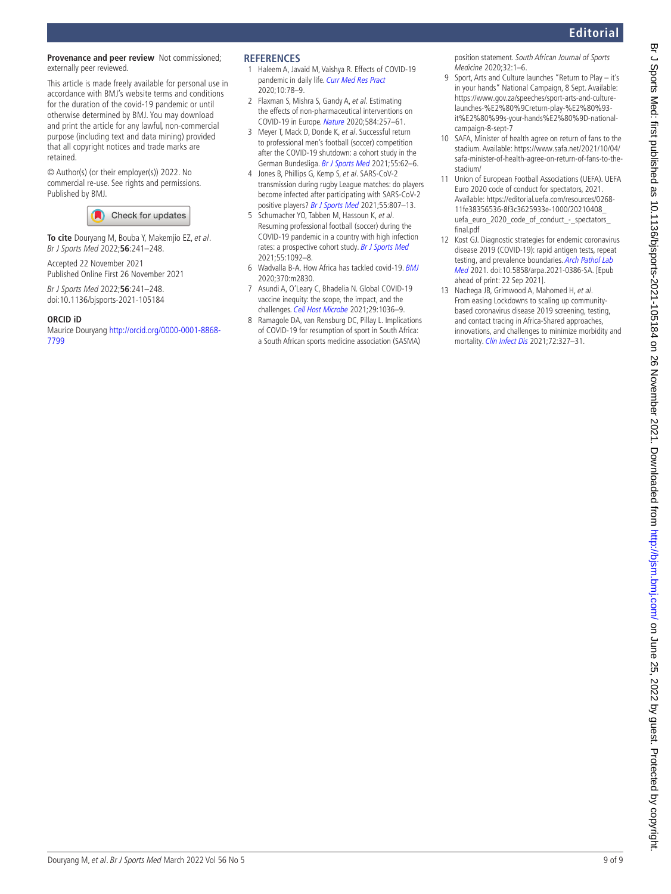**Provenance and peer review** Not commissioned; externally peer reviewed.

This article is made freely available for personal use in accordance with BMJ's website terms and conditions for the duration of the covid-19 pandemic or until otherwise determined by BMJ. You may download and print the article for any lawful, non-commercial purpose (including text and data mining) provided that all copyright notices and trade marks are retained.

© Author(s) (or their employer(s)) 2022. No commercial re-use. See rights and permissions. Published by BMJ.

**To cite** Douryang M, Bouba Y, Makemjio EZ, *et al*. *Br J Sports Med* 2022;**56**:241–248.

Accepted 22 November 2021
Published Online First 26 November 2021

*Br J Sports Med* 2022;**56**:241–248.
doi:10.1136/bjsports-2021-105184

**ORCID iD**

Maurice Douryang http://orcid.org/0000-0001-8868-7799

## REFERENCES

1. Haleem A, Javaid M, Vaishya R. Effects of COVID-19 pandemic in daily life. *Curr Med Res Pract* 2020;10:78–9.
2. Flaxman S, Mishra S, Gandy A, *et al*. Estimating the effects of non-pharmaceutical interventions on COVID-19 in Europe. *Nature* 2020;584:257–61.
3. Meyer T, Mack D, Donde K, *et al*. Successful return to professional men's football (soccer) competition after the COVID-19 shutdown: a cohort study in the German Bundesliga. *Br J Sports Med* 2021;55:62–6.
4. Jones B, Phillips G, Kemp S, *et al*. SARS-CoV-2 transmission during rugby League matches: do players become infected after participating with SARS-CoV-2 positive players? *Br J Sports Med* 2021;55:807–13.
5. Schumacher YO, Tabben M, Hassoun K, *et al*. Resuming professional football (soccer) during the COVID-19 pandemic in a country with high infection rates: a prospective cohort study. *Br J Sports Med* 2021;55:1092–8.
6. Wadvalla B-A. How Africa has tackled covid-19. *BMJ* 2020;370:m2830.
7. Asundi A, O'Leary C, Bhadelia N. Global COVID-19 vaccine inequity: the scope, the impact, and the challenges. *Cell Host Microbe* 2021;29:1036–9.
8. Ramagole DA, van Rensburg DC, Pillay L. Implications of COVID-19 for resumption of sport in South Africa: a South African sports medicine association (SASMA) position statement. *South African Journal of Sports Medicine* 2020;32:1–6.
9. Sport, Arts and Culture launches "Return to Play – it's in your hands" National Campaign, 8 Sept. Available: https://www.gov.za/speeches/sport-arts-and-culture-launches-%E2%80%9Creturn-play-%E2%80%93-it%E2%80%99s-your-hands%E2%80%9D-national-campaign-8-sept-7
10. SAFA, Minister of health agree on return of fans to the stadium. Available: https://www.safa.net/2021/10/04/safa-minister-of-health-agree-on-return-of-fans-to-the-stadium/
11. Union of European Football Associations (UEFA). UEFA Euro 2020 code of conduct for spectators, 2021. Available: https://editorial.uefa.com/resources/0268-11fe38356536-8f3c3625933e-1000/20210408_uefa_euro_2020_code_of_conduct_-_spectators_final.pdf
12. Kost GJ. Diagnostic strategies for endemic coronavirus disease 2019 (COVID-19): rapid antigen tests, repeat testing, and prevalence boundaries. *Arch Pathol Lab Med* 2021. doi:10.5858/arpa.2021-0386-SA. [Epub ahead of print: 22 Sep 2021].
13. Nachega JB, Grimwood A, Mahomed H, *et al*. From easing Lockdowns to scaling up community-based coronavirus disease 2019 screening, testing, and contact tracing in Africa-Shared approaches, innovations, and challenges to minimize morbidity and mortality. *Clin Infect Dis* 2021;72:327–31.